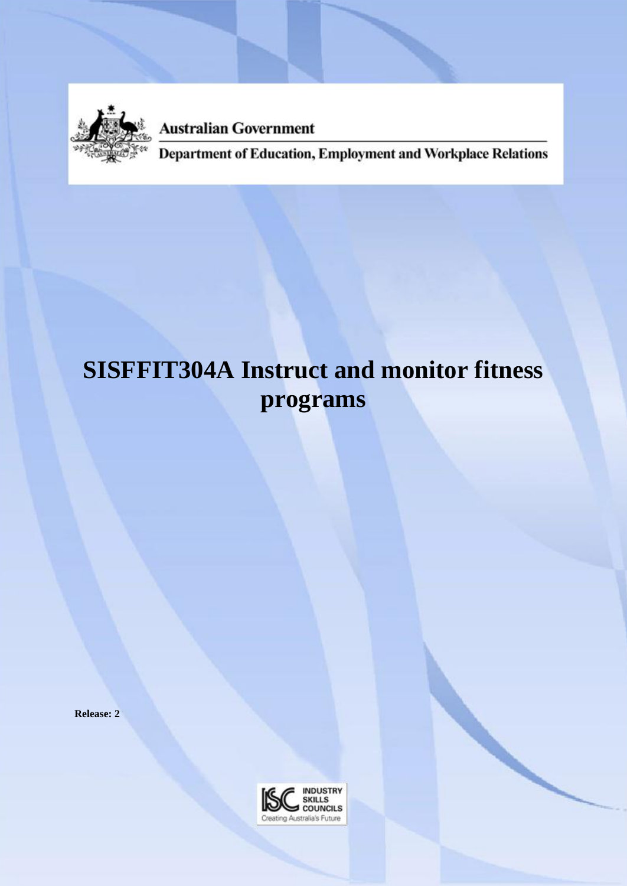Australian Government

Department of Education, Employment and Workplace Relations

# SISFFIT304A Instruct and monitor fitness programs

**Release: 2**

INDUSTRY SKILLS COUNCILS

Creating Australia's Future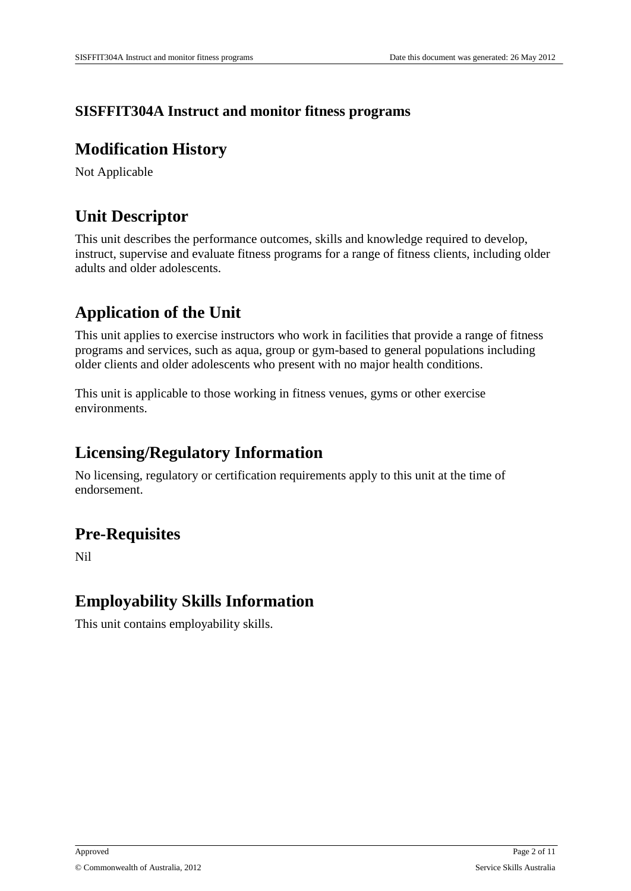# SISFFIT304A Instruct and monitor fitness programs

## Modification History

Not Applicable

## Unit Descriptor

This unit describes the performance outcomes, skills and knowledge required to develop, instruct, supervise and evaluate fitness programs for a range of fitness clients, including older adults and older adolescents.

## Application of the Unit

This unit applies to exercise instructors who work in facilities that provide a range of fitness programs and services, such as aqua, group or gym-based to general populations including older clients and older adolescents who present with no major health conditions.

This unit is applicable to those working in fitness venues, gyms or other exercise environments.

## Licensing/Regulatory Information

No licensing, regulatory or certification requirements apply to this unit at the time of endorsement.

## Pre-Requisites

Nil

## Employability Skills Information

This unit contains employability skills.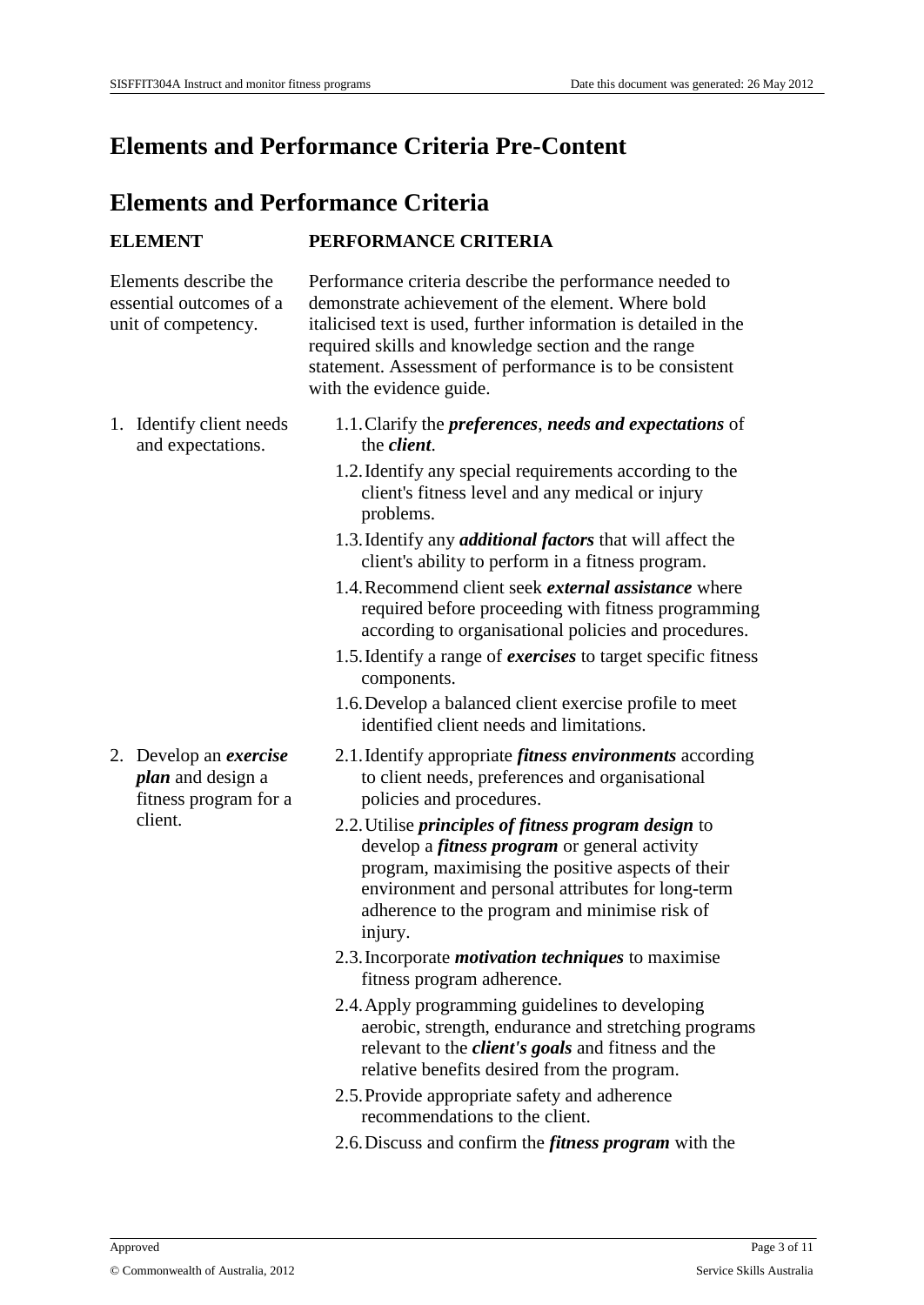# Elements and Performance Criteria Pre-Content

# Elements and Performance Criteria

| ELEMENT | PERFORMANCE CRITERIA |
|---|---|
| Elements describe the essential outcomes of a unit of competency. | Performance criteria describe the performance needed to demonstrate achievement of the element. Where bold italicised text is used, further information is detailed in the required skills and knowledge section and the range statement. Assessment of performance is to be consistent with the evidence guide. |
| 1. Identify client needs and expectations. | 1.1. Clarify the ***preferences***, ***needs and expectations*** of the ***client***. |
| | 1.2. Identify any special requirements according to the client's fitness level and any medical or injury problems. |
| | 1.3. Identify any ***additional factors*** that will affect the client's ability to perform in a fitness program. |
| | 1.4. Recommend client seek ***external assistance*** where required before proceeding with fitness programming according to organisational policies and procedures. |
| | 1.5. Identify a range of ***exercises*** to target specific fitness components. |
| | 1.6. Develop a balanced client exercise profile to meet identified client needs and limitations. |
| 2. Develop an ***exercise plan*** and design a fitness program for a client. | 2.1. Identify appropriate ***fitness environments*** according to client needs, preferences and organisational policies and procedures. |
| | 2.2. Utilise ***principles of fitness program design*** to develop a ***fitness program*** or general activity program, maximising the positive aspects of their environment and personal attributes for long-term adherence to the program and minimise risk of injury. |
| | 2.3. Incorporate ***motivation techniques*** to maximise fitness program adherence. |
| | 2.4. Apply programming guidelines to developing aerobic, strength, endurance and stretching programs relevant to the ***client's goals*** and fitness and the relative benefits desired from the program. |
| | 2.5. Provide appropriate safety and adherence recommendations to the client. |
| | 2.6. Discuss and confirm the ***fitness program*** with the |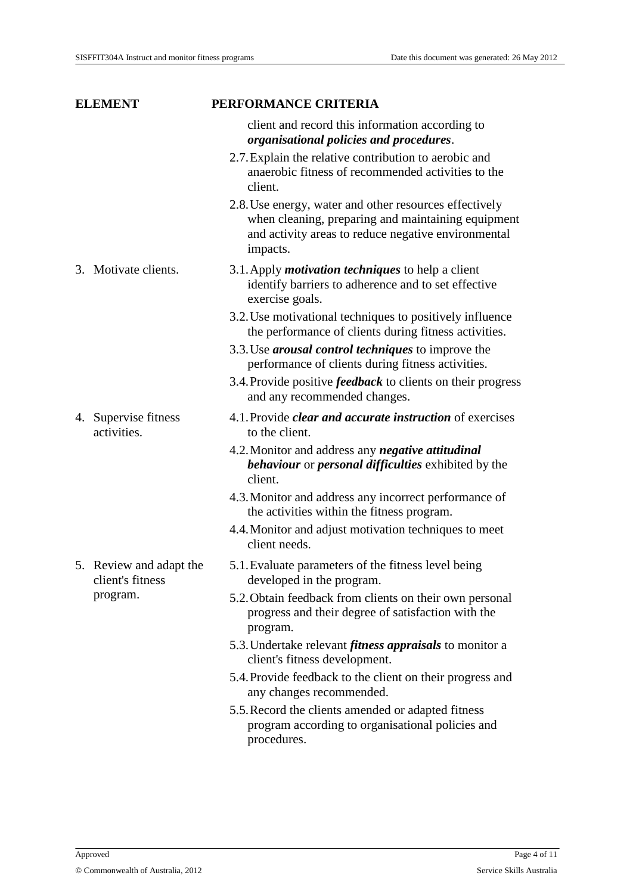| ELEMENT | PERFORMANCE CRITERIA |
|---|---|
| | client and record this information according to ***organisational policies and procedures***. |
| | 2.7. Explain the relative contribution to aerobic and anaerobic fitness of recommended activities to the client. |
| | 2.8. Use energy, water and other resources effectively when cleaning, preparing and maintaining equipment and activity areas to reduce negative environmental impacts. |
| 3. Motivate clients. | 3.1. Apply ***motivation techniques*** to help a client identify barriers to adherence and to set effective exercise goals. |
| | 3.2. Use motivational techniques to positively influence the performance of clients during fitness activities. |
| | 3.3. Use ***arousal control techniques*** to improve the performance of clients during fitness activities. |
| | 3.4. Provide positive ***feedback*** to clients on their progress and any recommended changes. |
| 4. Supervise fitness activities. | 4.1. Provide ***clear and accurate instruction*** of exercises to the client. |
| | 4.2. Monitor and address any ***negative attitudinal behaviour*** or ***personal difficulties*** exhibited by the client. |
| | 4.3. Monitor and address any incorrect performance of the activities within the fitness program. |
| | 4.4. Monitor and adjust motivation techniques to meet client needs. |
| 5. Review and adapt the client's fitness program. | 5.1. Evaluate parameters of the fitness level being developed in the program. |
| | 5.2. Obtain feedback from clients on their own personal progress and their degree of satisfaction with the program. |
| | 5.3. Undertake relevant ***fitness appraisals*** to monitor a client's fitness development. |
| | 5.4. Provide feedback to the client on their progress and any changes recommended. |
| | 5.5. Record the clients amended or adapted fitness program according to organisational policies and procedures. |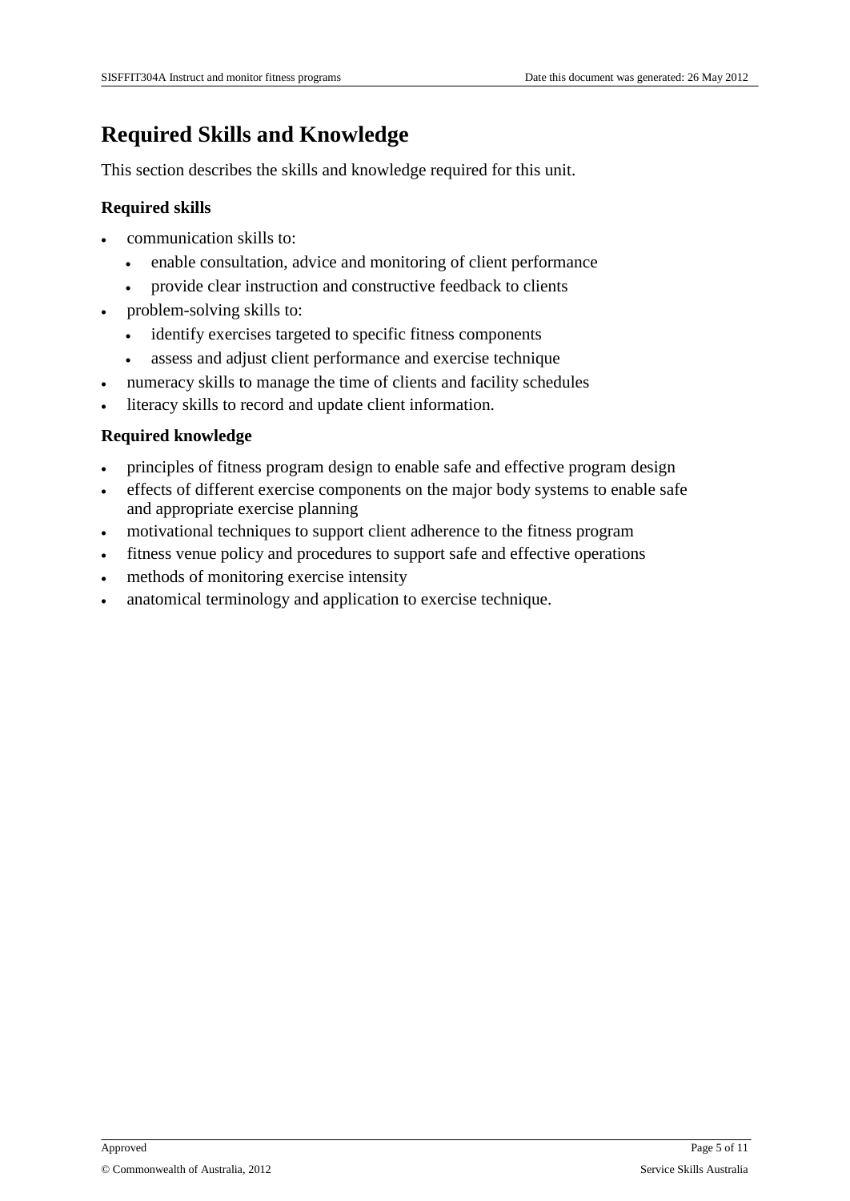# Required Skills and Knowledge

This section describes the skills and knowledge required for this unit.

### Required skills

- communication skills to:
  - enable consultation, advice and monitoring of client performance
  - provide clear instruction and constructive feedback to clients
- problem-solving skills to:
  - identify exercises targeted to specific fitness components
  - assess and adjust client performance and exercise technique
- numeracy skills to manage the time of clients and facility schedules
- literacy skills to record and update client information.

### Required knowledge

- principles of fitness program design to enable safe and effective program design
- effects of different exercise components on the major body systems to enable safe and appropriate exercise planning
- motivational techniques to support client adherence to the fitness program
- fitness venue policy and procedures to support safe and effective operations
- methods of monitoring exercise intensity
- anatomical terminology and application to exercise technique.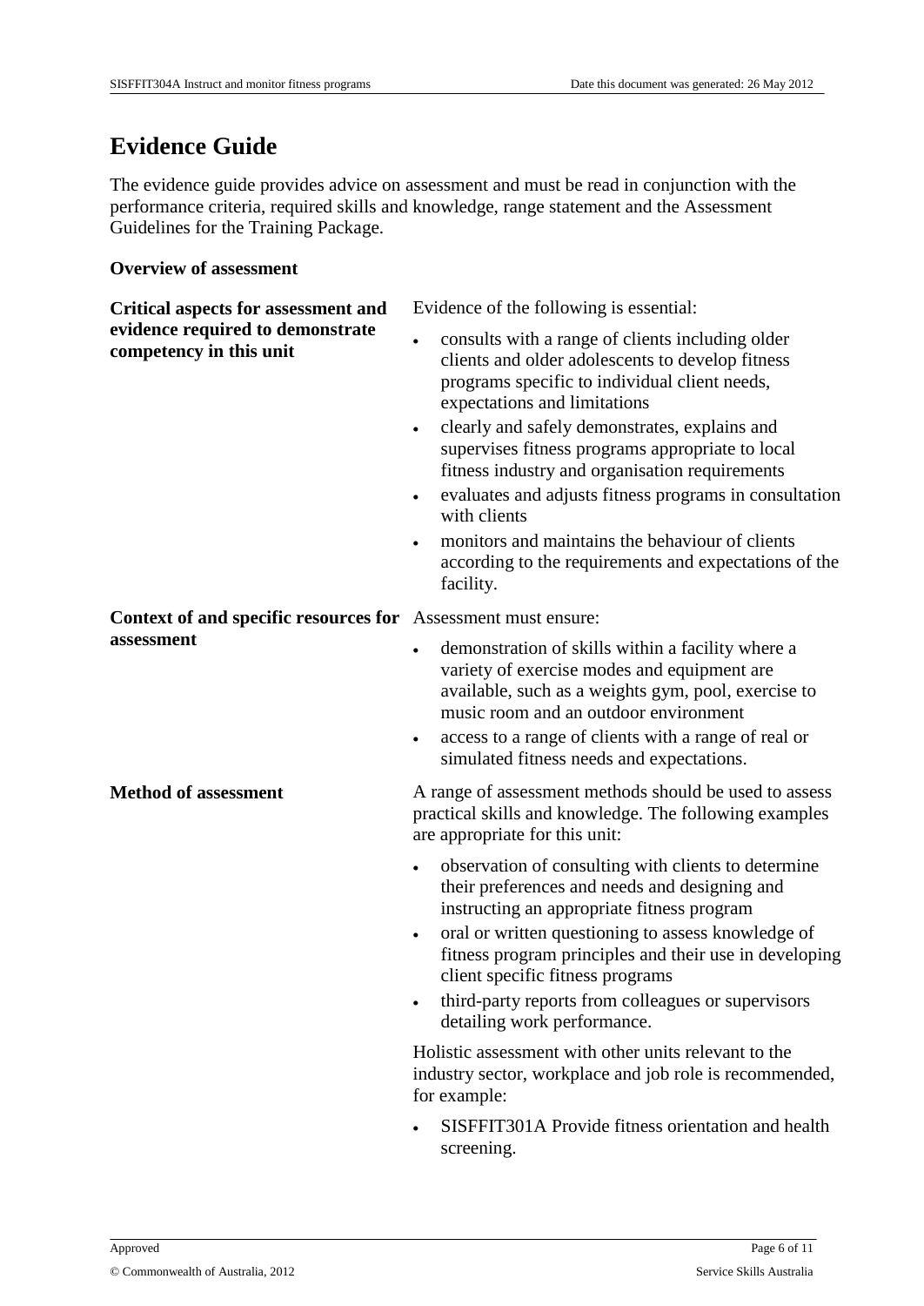# Evidence Guide

The evidence guide provides advice on assessment and must be read in conjunction with the performance criteria, required skills and knowledge, range statement and the Assessment Guidelines for the Training Package.

**Overview of assessment**

| | |
|---|---|
| **Critical aspects for assessment and evidence required to demonstrate competency in this unit** | Evidence of the following is essential:<br>• consults with a range of clients including older clients and older adolescents to develop fitness programs specific to individual client needs, expectations and limitations<br>• clearly and safely demonstrates, explains and supervises fitness programs appropriate to local fitness industry and organisation requirements<br>• evaluates and adjusts fitness programs in consultation with clients<br>• monitors and maintains the behaviour of clients according to the requirements and expectations of the facility. |
| **Context of and specific resources for assessment** | Assessment must ensure:<br>• demonstration of skills within a facility where a variety of exercise modes and equipment are available, such as a weights gym, pool, exercise to music room and an outdoor environment<br>• access to a range of clients with a range of real or simulated fitness needs and expectations. |
| **Method of assessment** | A range of assessment methods should be used to assess practical skills and knowledge. The following examples are appropriate for this unit:<br>• observation of consulting with clients to determine their preferences and needs and designing and instructing an appropriate fitness program<br>• oral or written questioning to assess knowledge of fitness program principles and their use in developing client specific fitness programs<br>• third-party reports from colleagues or supervisors detailing work performance.<br><br>Holistic assessment with other units relevant to the industry sector, workplace and job role is recommended, for example:<br>• SISFFIT301A Provide fitness orientation and health screening. |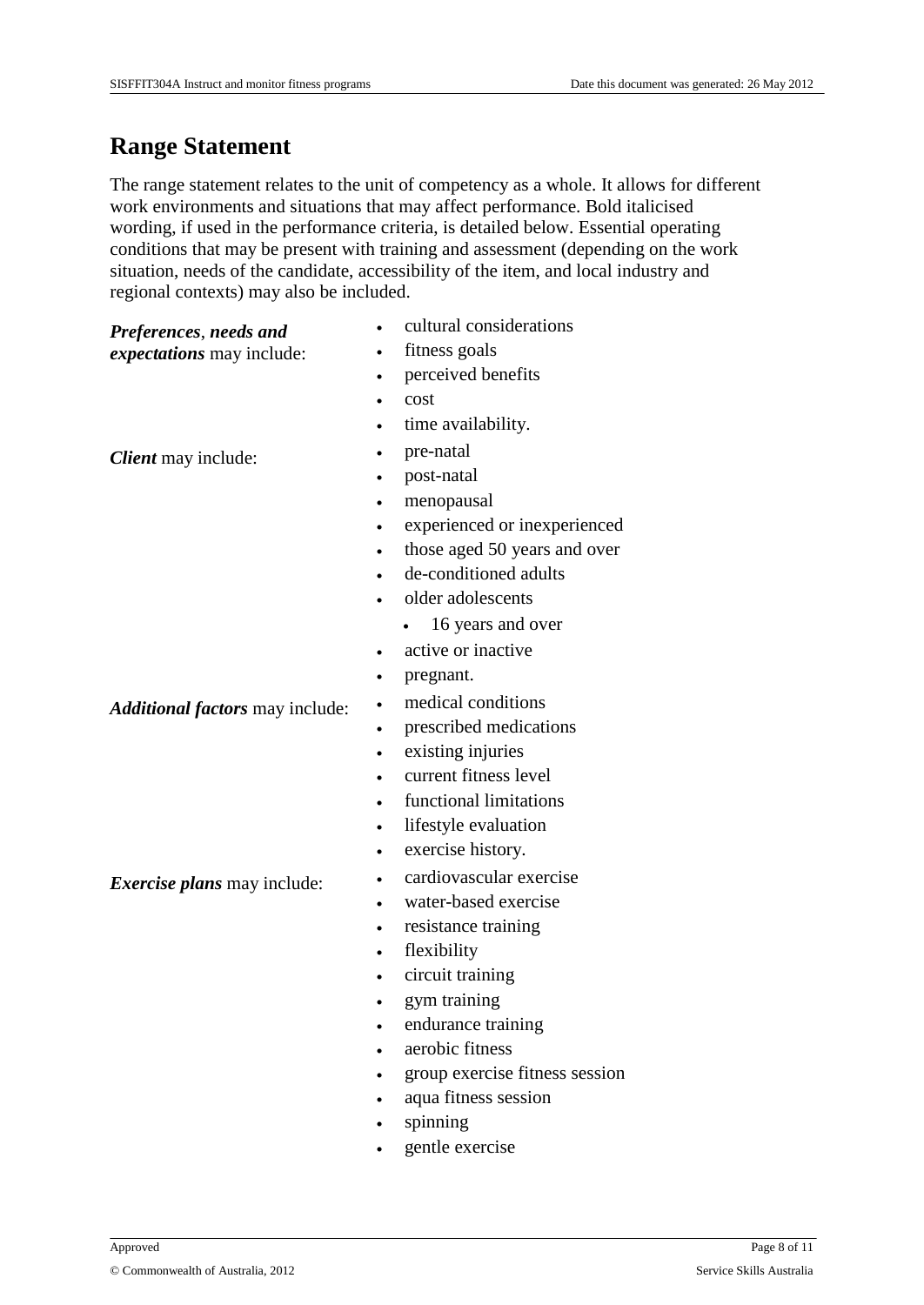## Range Statement

The range statement relates to the unit of competency as a whole. It allows for different work environments and situations that may affect performance. Bold italicised wording, if used in the performance criteria, is detailed below. Essential operating conditions that may be present with training and assessment (depending on the work situation, needs of the candidate, accessibility of the item, and local industry and regional contexts) may also be included.

| | |
|---|---|
| ***Preferences*, *needs and expectations*** may include: | • cultural considerations<br>• fitness goals<br>• perceived benefits<br>• cost<br>• time availability. |
| ***Client*** may include: | • pre-natal<br>• post-natal<br>• menopausal<br>• experienced or inexperienced<br>• those aged 50 years and over<br>• de-conditioned adults<br>• older adolescents<br>&nbsp;&nbsp;• 16 years and over<br>• active or inactive<br>• pregnant. |
| ***Additional factors*** may include: | • medical conditions<br>• prescribed medications<br>• existing injuries<br>• current fitness level<br>• functional limitations<br>• lifestyle evaluation<br>• exercise history. |
| ***Exercise plans*** may include: | • cardiovascular exercise<br>• water-based exercise<br>• resistance training<br>• flexibility<br>• circuit training<br>• gym training<br>• endurance training<br>• aerobic fitness<br>• group exercise fitness session<br>• aqua fitness session<br>• spinning<br>• gentle exercise |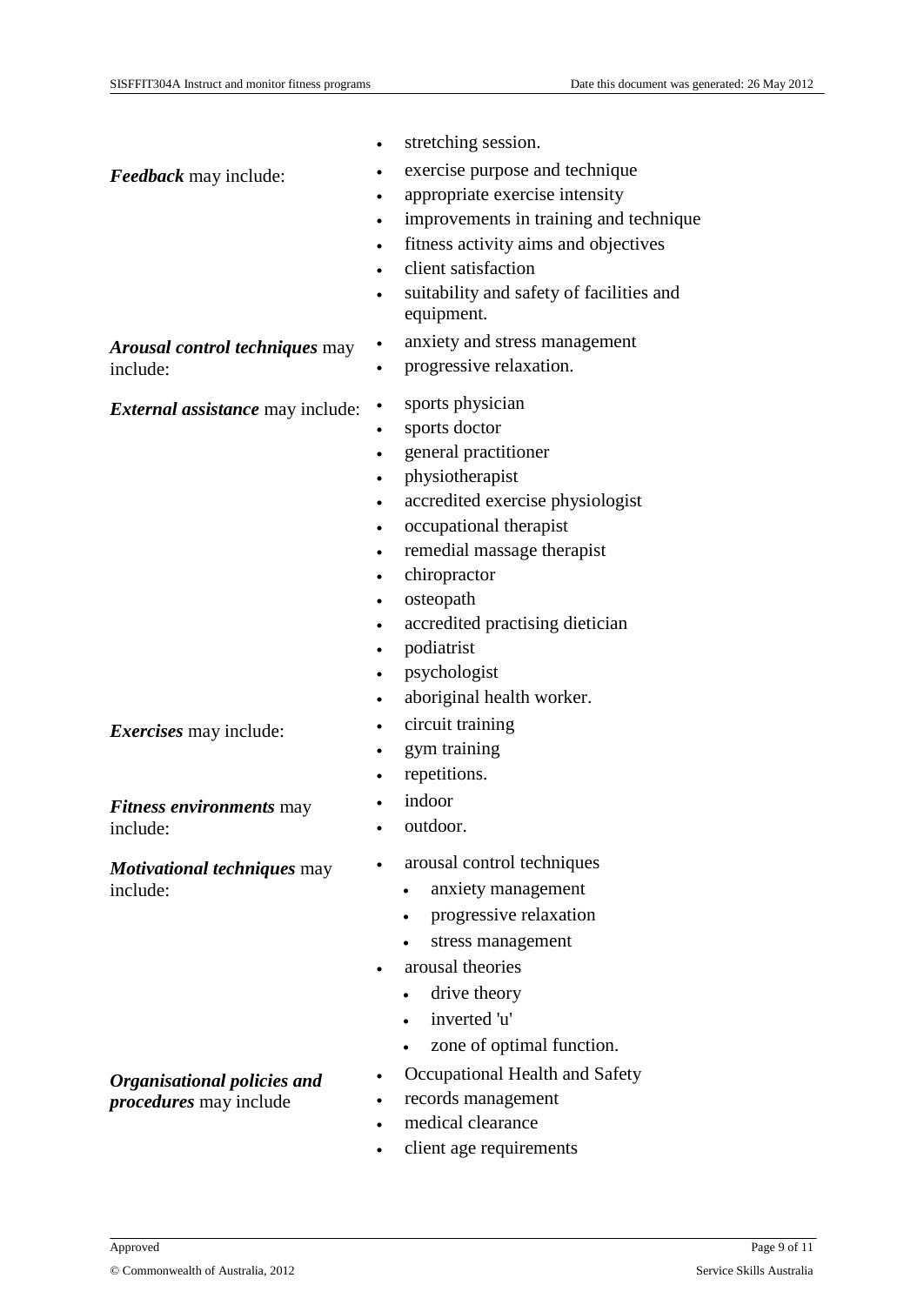| | |
|---|---|
| | - stretching session. |
| ***Feedback*** may include: | - exercise purpose and technique<br>- appropriate exercise intensity<br>- improvements in training and technique<br>- fitness activity aims and objectives<br>- client satisfaction<br>- suitability and safety of facilities and equipment. |
| ***Arousal control techniques*** may include: | - anxiety and stress management<br>- progressive relaxation. |
| ***External assistance*** may include: | - sports physician<br>- sports doctor<br>- general practitioner<br>- physiotherapist<br>- accredited exercise physiologist<br>- occupational therapist<br>- remedial massage therapist<br>- chiropractor<br>- osteopath<br>- accredited practising dietician<br>- podiatrist<br>- psychologist<br>- aboriginal health worker. |
| ***Exercises*** may include: | - circuit training<br>- gym training<br>- repetitions. |
| ***Fitness environments*** may include: | - indoor<br>- outdoor. |
| ***Motivational techniques*** may include: | - arousal control techniques<br>  - anxiety management<br>  - progressive relaxation<br>  - stress management<br>- arousal theories<br>  - drive theory<br>  - inverted 'u'<br>  - zone of optimal function. |
| ***Organisational policies and procedures*** may include | - Occupational Health and Safety<br>- records management<br>- medical clearance<br>- client age requirements |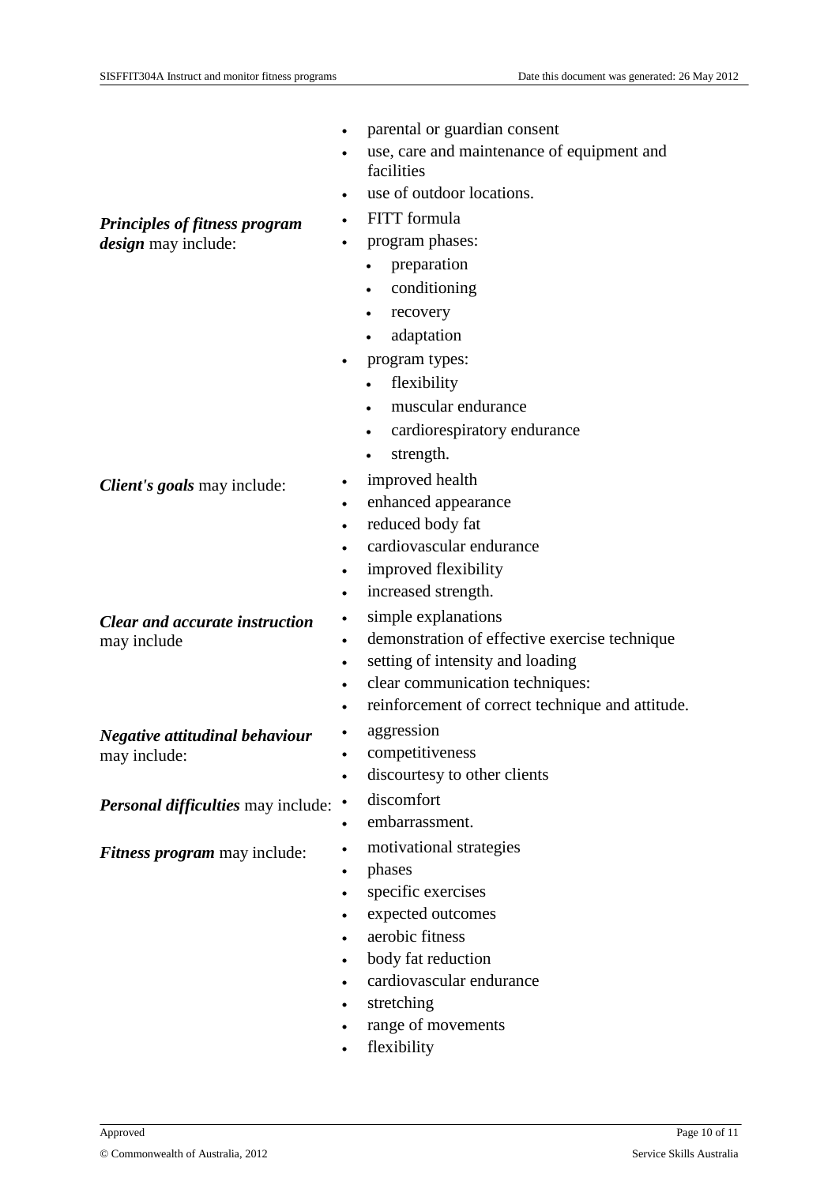- parental or guardian consent
- use, care and maintenance of equipment and facilities
- use of outdoor locations.

***Principles of fitness program design*** may include:

- FITT formula
- program phases:
  - preparation
  - conditioning
  - recovery
  - adaptation
- program types:
  - flexibility
  - muscular endurance
  - cardiorespiratory endurance
  - strength.

***Client's goals*** may include:

- improved health
- enhanced appearance
- reduced body fat
- cardiovascular endurance
- improved flexibility
- increased strength.

***Clear and accurate instruction*** may include

- simple explanations
- demonstration of effective exercise technique
- setting of intensity and loading
- clear communication techniques:
- reinforcement of correct technique and attitude.

***Negative attitudinal behaviour*** may include:

- aggression
- competitiveness
- discourtesy to other clients

***Personal difficulties*** may include:

- discomfort
- embarrassment.

***Fitness program*** may include:

- motivational strategies
- phases
- specific exercises
- expected outcomes
- aerobic fitness
- body fat reduction
- cardiovascular endurance
- stretching
- range of movements
- flexibility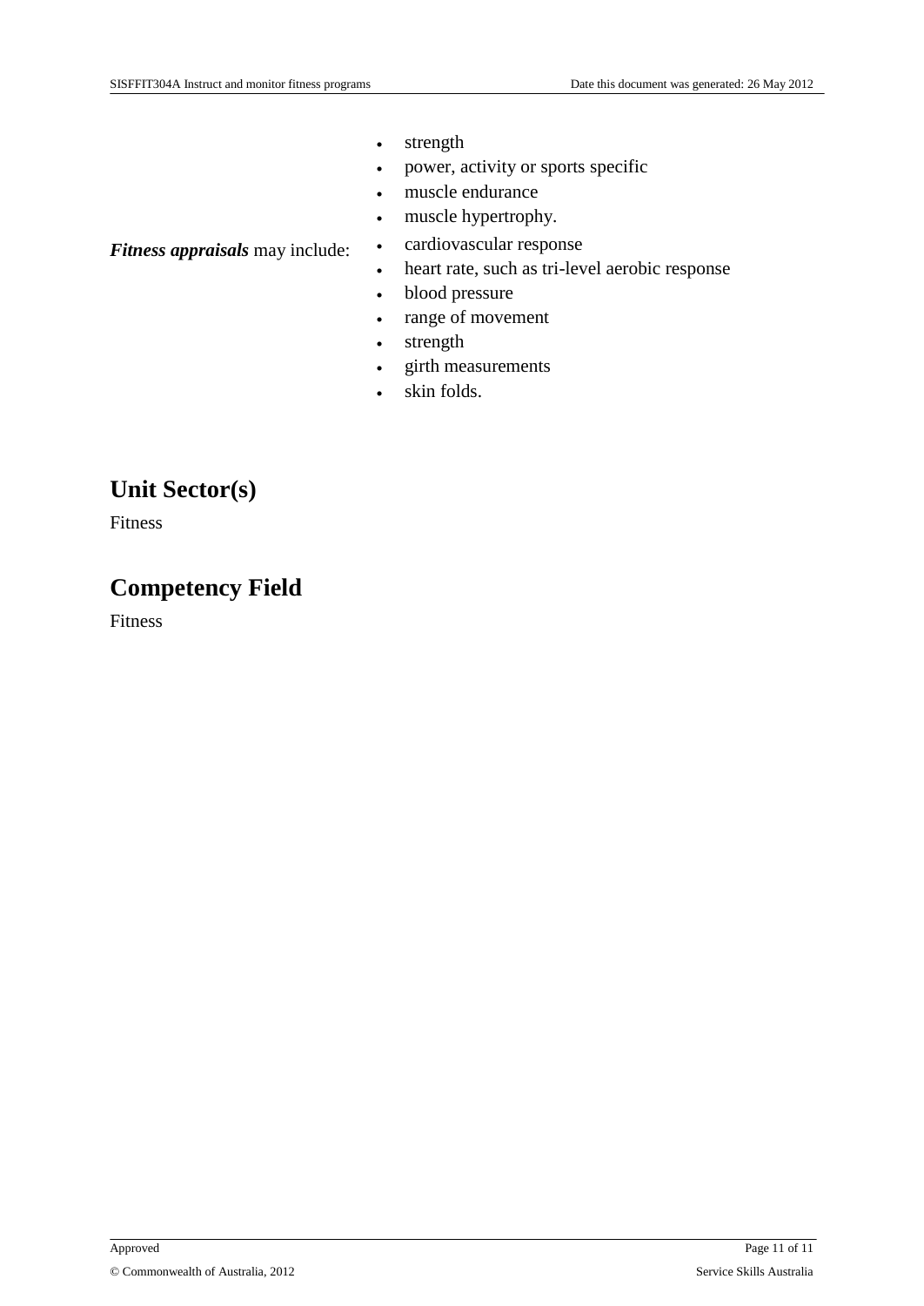- strength
- power, activity or sports specific
- muscle endurance
- muscle hypertrophy.

| | |
|---|---|
| ***Fitness appraisals*** may include: | - cardiovascular response<br>- heart rate, such as tri-level aerobic response<br>- blood pressure<br>- range of movement<br>- strength<br>- girth measurements<br>- skin folds. |

## Unit Sector(s)

Fitness

## Competency Field

Fitness